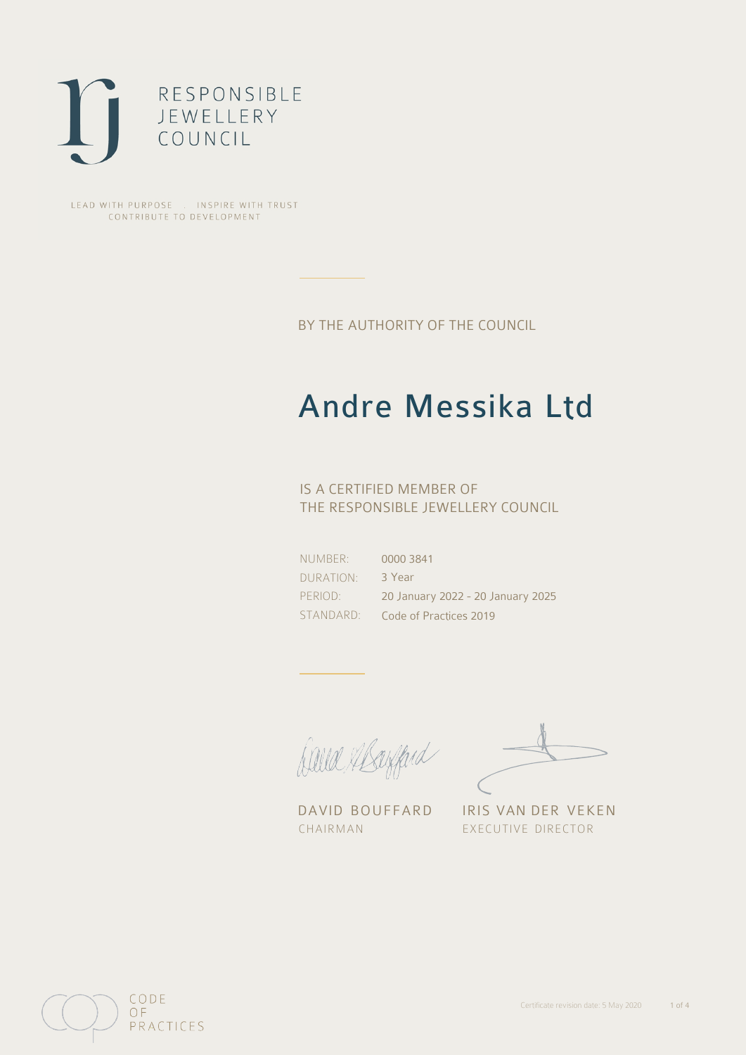RESPONSIBLE
JEWELLERY
COUNCIL

LEAD WITH PURPOSE . INSPIRE WITH TRUST
CONTRIBUTE TO DEVELOPMENT

BY THE AUTHORITY OF THE COUNCIL

# Andre Messika Ltd

IS A CERTIFIED MEMBER OF
THE RESPONSIBLE JEWELLERY COUNCIL

| | |
|---|---|
| NUMBER: | 0000 3841 |
| DURATION: | 3 Year |
| PERIOD: | 20 January 2022 - 20 January 2025 |
| STANDARD: | Code of Practices 2019 |

DAVID BOUFFARD
CHAIRMAN

IRIS VAN DER VEKEN
EXECUTIVE DIRECTOR

CODE
OF
PRACTICES

Certificate revision date: 5 May 2020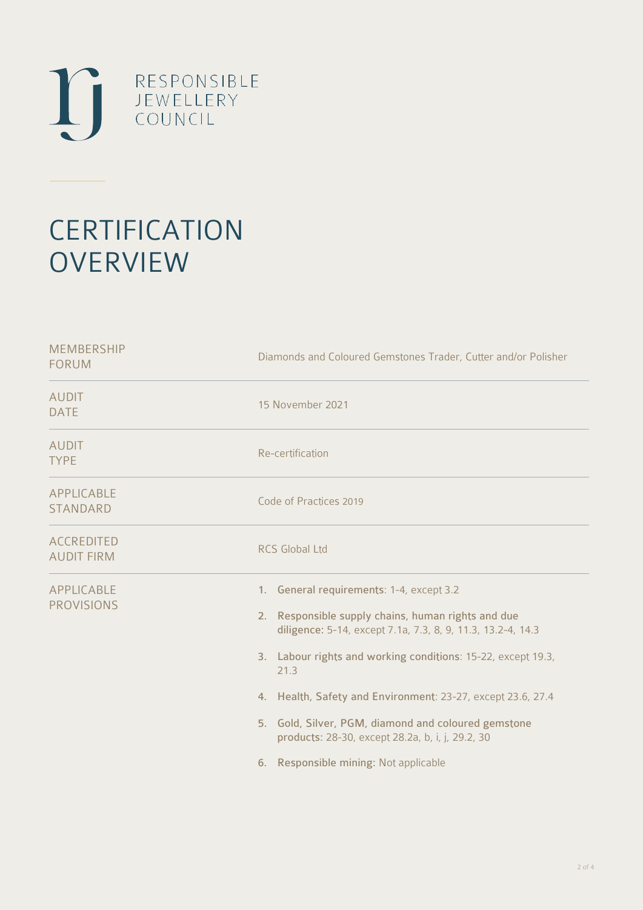RESPONSIBLE
JEWELLERY
COUNCIL

# CERTIFICATION OVERVIEW

| | |
|---|---|
| MEMBERSHIP FORUM | Diamonds and Coloured Gemstones Trader, Cutter and/or Polisher |
| AUDIT DATE | 15 November 2021 |
| AUDIT TYPE | Re-certification |
| APPLICABLE STANDARD | Code of Practices 2019 |
| ACCREDITED AUDIT FIRM | RCS Global Ltd |
| APPLICABLE PROVISIONS | 1. **General requirements**: 1-4, except 3.2<br>2. **Responsible supply chains, human rights and due diligence**: 5-14, except 7.1a, 7.3, 8, 9, 11.3, 13.2-4, 14.3<br>3. **Labour rights and working conditions**: 15-22, except 19.3, 21.3<br>4. **Health, Safety and Environment**: 23-27, except 23.6, 27.4<br>5. **Gold, Silver, PGM, diamond and coloured gemstone products**: 28-30, except 28.2a, b, i, j, 29.2, 30<br>6. **Responsible mining**: Not applicable |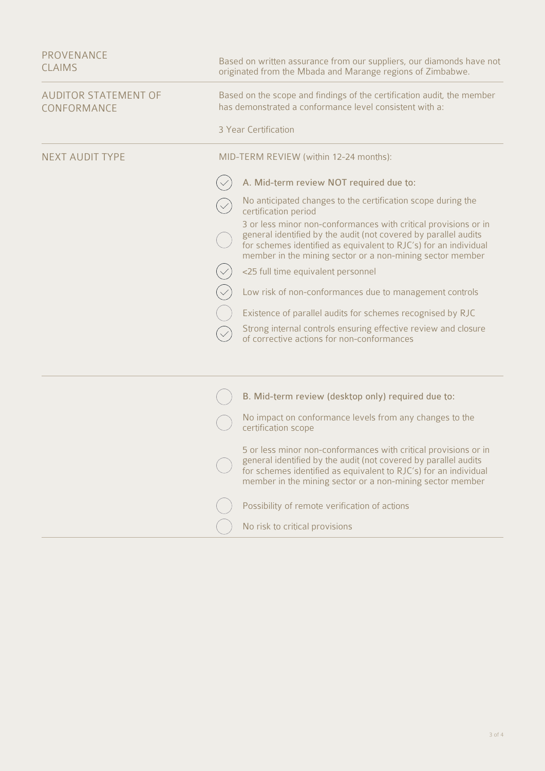| | |
|---|---|
| PROVENANCE CLAIMS | Based on written assurance from our suppliers, our diamonds have not originated from the Mbada and Marange regions of Zimbabwe. |
| AUDITOR STATEMENT OF CONFORMANCE | Based on the scope and findings of the certification audit, the member has demonstrated a conformance level consistent with a:<br><br>3 Year Certification |
| NEXT AUDIT TYPE | MID-TERM REVIEW (within 12-24 months): |

- [x] **A. Mid-term review NOT required due to:**
- [x] No anticipated changes to the certification scope during the certification period
- [ ] 3 or less minor non-conformances with critical provisions or in general identified by the audit (not covered by parallel audits for schemes identified as equivalent to RJC's) for an individual member in the mining sector or a non-mining sector member
- [x] <25 full time equivalent personnel
- [x] Low risk of non-conformances due to management controls
- [ ] Existence of parallel audits for schemes recognised by RJC
- [x] Strong internal controls ensuring effective review and closure of corrective actions for non-conformances

---

- [ ] **B. Mid-term review (desktop only) required due to:**
- [ ] No impact on conformance levels from any changes to the certification scope
- [ ] 5 or less minor non-conformances with critical provisions or in general identified by the audit (not covered by parallel audits for schemes identified as equivalent to RJC's) for an individual member in the mining sector or a non-mining sector member
- [ ] Possibility of remote verification of actions
- [ ] No risk to critical provisions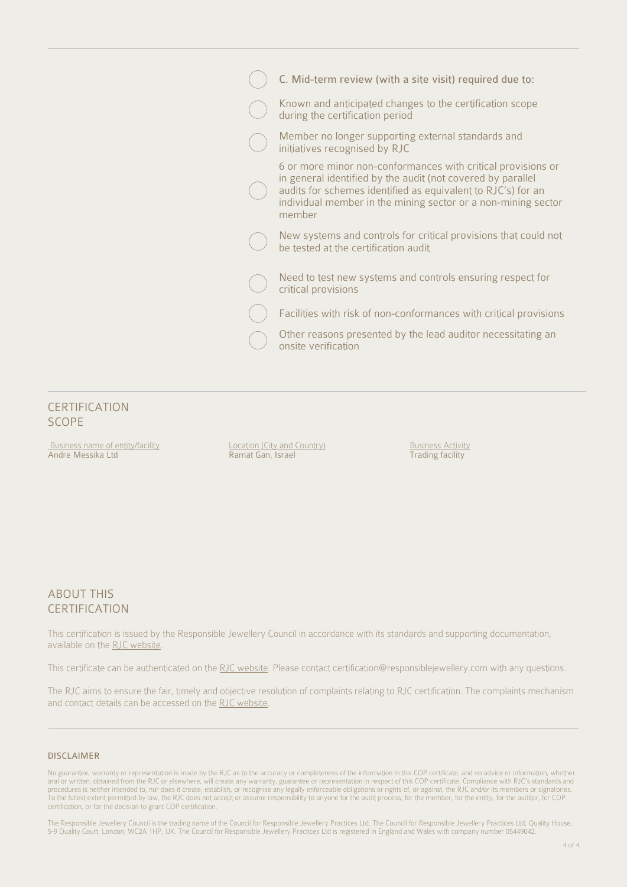C. Mid-term review (with a site visit) required due to:

- ◯ Known and anticipated changes to the certification scope during the certification period
- ◯ Member no longer supporting external standards and initiatives recognised by RJC
- ◯ 6 or more minor non-conformances with critical provisions or in general identified by the audit (not covered by parallel audits for schemes identified as equivalent to RJC's) for an individual member in the mining sector or a non-mining sector member
- ◯ New systems and controls for critical provisions that could not be tested at the certification audit
- ◯ Need to test new systems and controls ensuring respect for critical provisions
- ◯ Facilities with risk of non-conformances with critical provisions
- ◯ Other reasons presented by the lead auditor necessitating an onsite verification

## CERTIFICATION SCOPE

| Business name of entity/facility | Location (City and Country) | Business Activity |
|---|---|---|
| Andre Messika Ltd | Ramat Gan, Israel | Trading facility |

## ABOUT THIS CERTIFICATION

This certification is issued by the Responsible Jewellery Council in accordance with its standards and supporting documentation, available on the RJC website.

This certificate can be authenticated on the RJC website. Please contact certification@responsiblejewellery.com with any questions.

The RJC aims to ensure the fair, timely and objective resolution of complaints relating to RJC certification. The complaints mechanism and contact details can be accessed on the RJC website.

### DISCLAIMER

No guarantee, warranty or representation is made by the RJC as to the accuracy or completeness of the information in this COP certificate, and no advice or information, whether oral or written, obtained from the RJC or elsewhere, will create any warranty, guarantee or representation in respect of this COP certificate. Compliance with RJC's standards and procedures is neither intended to, nor does it create, establish, or recognise any legally enforceable obligations or rights of, or against, the RJC and/or its members or signatories. To the fullest extent permitted by law, the RJC does not accept or assume responsibility to anyone for the audit process, for the member, for the entity, for the auditor, for COP certification, or for the decision to grant COP certification.

The Responsible Jewellery Council is the trading name of the Council for Responsible Jewellery Practices Ltd. The Council for Responsible Jewellery Practices Ltd, Quality House, 5-9 Quality Court, London, WC2A 1HP, UK. The Council for Responsible Jewellery Practices Ltd is registered in England and Wales with company number 05449042.